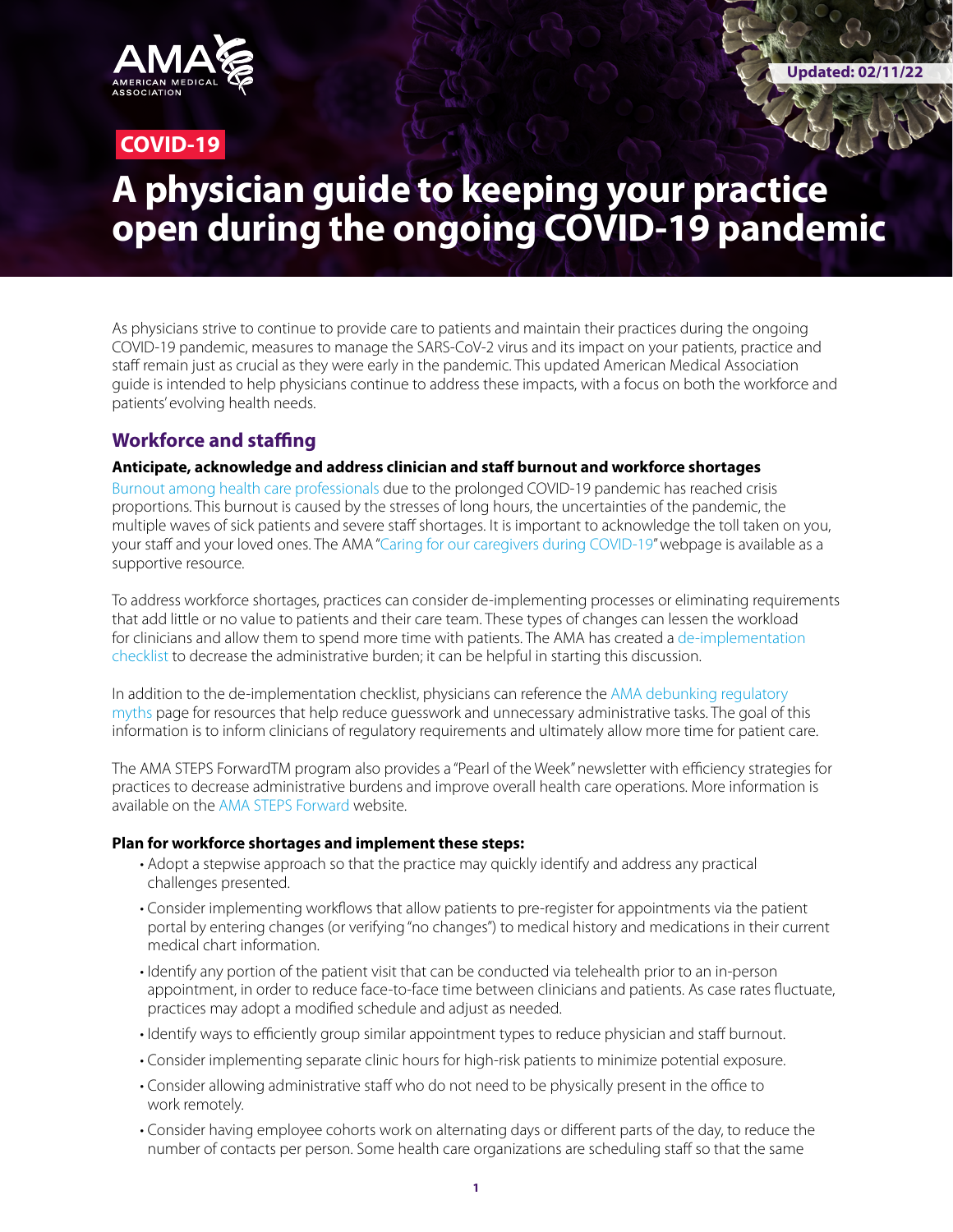AMA AMERICAN MEDICAL ASSOCIATION

Updated: 02/11/22

COVID-19

# A physician guide to keeping your practice open during the ongoing COVID-19 pandemic

As physicians strive to continue to provide care to patients and maintain their practices during the ongoing COVID-19 pandemic, measures to manage the SARS-CoV-2 virus and its impact on your patients, practice and staff remain just as crucial as they were early in the pandemic. This updated American Medical Association guide is intended to help physicians continue to address these impacts, with a focus on both the workforce and patients' evolving health needs.

## Workforce and staffing

**Anticipate, acknowledge and address clinician and staff burnout and workforce shortages**

Burnout among health care professionals due to the prolonged COVID-19 pandemic has reached crisis proportions. This burnout is caused by the stresses of long hours, the uncertainties of the pandemic, the multiple waves of sick patients and severe staff shortages. It is important to acknowledge the toll taken on you, your staff and your loved ones. The AMA "Caring for our caregivers during COVID-19" webpage is available as a supportive resource.

To address workforce shortages, practices can consider de-implementing processes or eliminating requirements that add little or no value to patients and their care team. These types of changes can lessen the workload for clinicians and allow them to spend more time with patients. The AMA has created a de-implementation checklist to decrease the administrative burden; it can be helpful in starting this discussion.

In addition to the de-implementation checklist, physicians can reference the AMA debunking regulatory myths page for resources that help reduce guesswork and unnecessary administrative tasks. The goal of this information is to inform clinicians of regulatory requirements and ultimately allow more time for patient care.

The AMA STEPS ForwardTM program also provides a "Pearl of the Week" newsletter with efficiency strategies for practices to decrease administrative burdens and improve overall health care operations. More information is available on the AMA STEPS Forward website.

**Plan for workforce shortages and implement these steps:**

- Adopt a stepwise approach so that the practice may quickly identify and address any practical challenges presented.
- Consider implementing workflows that allow patients to pre-register for appointments via the patient portal by entering changes (or verifying "no changes") to medical history and medications in their current medical chart information.
- Identify any portion of the patient visit that can be conducted via telehealth prior to an in-person appointment, in order to reduce face-to-face time between clinicians and patients. As case rates fluctuate, practices may adopt a modified schedule and adjust as needed.
- Identify ways to efficiently group similar appointment types to reduce physician and staff burnout.
- Consider implementing separate clinic hours for high-risk patients to minimize potential exposure.
- Consider allowing administrative staff who do not need to be physically present in the office to work remotely.
- Consider having employee cohorts work on alternating days or different parts of the day, to reduce the number of contacts per person. Some health care organizations are scheduling staff so that the same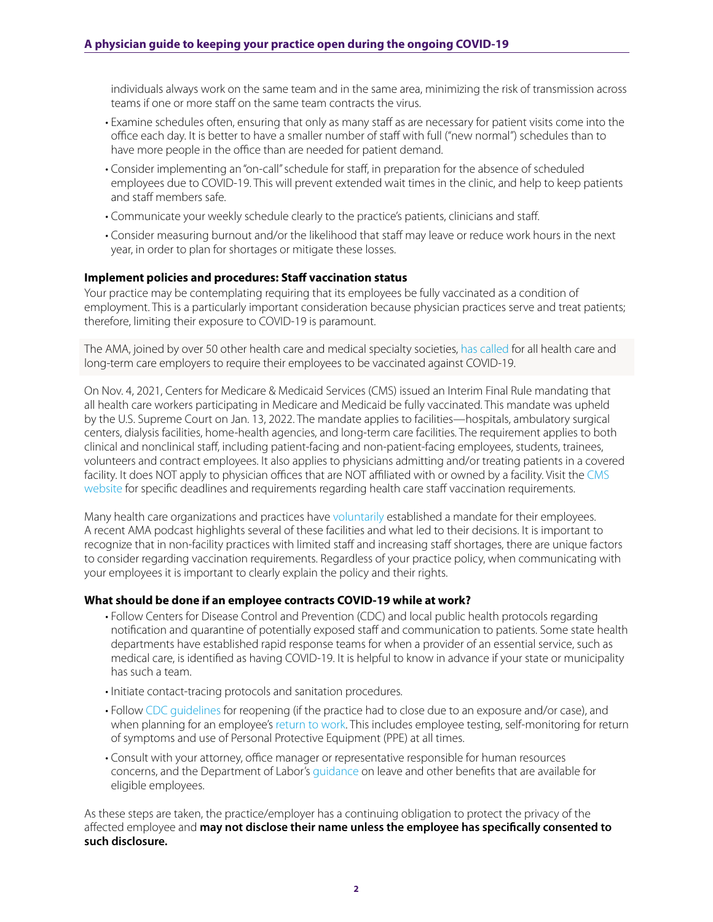individuals always work on the same team and in the same area, minimizing the risk of transmission across teams if one or more staff on the same team contracts the virus.

- Examine schedules often, ensuring that only as many staff as are necessary for patient visits come into the office each day. It is better to have a smaller number of staff with full ("new normal") schedules than to have more people in the office than are needed for patient demand.
- Consider implementing an "on-call" schedule for staff, in preparation for the absence of scheduled employees due to COVID-19. This will prevent extended wait times in the clinic, and help to keep patients and staff members safe.
- Communicate your weekly schedule clearly to the practice's patients, clinicians and staff.
- Consider measuring burnout and/or the likelihood that staff may leave or reduce work hours in the next year, in order to plan for shortages or mitigate these losses.

**Implement policies and procedures: Staff vaccination status**

Your practice may be contemplating requiring that its employees be fully vaccinated as a condition of employment. This is a particularly important consideration because physician practices serve and treat patients; therefore, limiting their exposure to COVID-19 is paramount.

The AMA, joined by over 50 other health care and medical specialty societies, has called for all health care and long-term care employers to require their employees to be vaccinated against COVID-19.

On Nov. 4, 2021, Centers for Medicare & Medicaid Services (CMS) issued an Interim Final Rule mandating that all health care workers participating in Medicare and Medicaid be fully vaccinated. This mandate was upheld by the U.S. Supreme Court on Jan. 13, 2022. The mandate applies to facilities—hospitals, ambulatory surgical centers, dialysis facilities, home-health agencies, and long-term care facilities. The requirement applies to both clinical and nonclinical staff, including patient-facing and non-patient-facing employees, students, trainees, volunteers and contract employees. It also applies to physicians admitting and/or treating patients in a covered facility. It does NOT apply to physician offices that are NOT affiliated with or owned by a facility. Visit the CMS website for specific deadlines and requirements regarding health care staff vaccination requirements.

Many health care organizations and practices have voluntarily established a mandate for their employees. A recent AMA podcast highlights several of these facilities and what led to their decisions. It is important to recognize that in non-facility practices with limited staff and increasing staff shortages, there are unique factors to consider regarding vaccination requirements. Regardless of your practice policy, when communicating with your employees it is important to clearly explain the policy and their rights.

**What should be done if an employee contracts COVID-19 while at work?**

- Follow Centers for Disease Control and Prevention (CDC) and local public health protocols regarding notification and quarantine of potentially exposed staff and communication to patients. Some state health departments have established rapid response teams for when a provider of an essential service, such as medical care, is identified as having COVID-19. It is helpful to know in advance if your state or municipality has such a team.
- Initiate contact-tracing protocols and sanitation procedures.
- Follow CDC guidelines for reopening (if the practice had to close due to an exposure and/or case), and when planning for an employee's return to work. This includes employee testing, self-monitoring for return of symptoms and use of Personal Protective Equipment (PPE) at all times.
- Consult with your attorney, office manager or representative responsible for human resources concerns, and the Department of Labor's guidance on leave and other benefits that are available for eligible employees.

As these steps are taken, the practice/employer has a continuing obligation to protect the privacy of the affected employee and **may not disclose their name unless the employee has specifically consented to such disclosure.**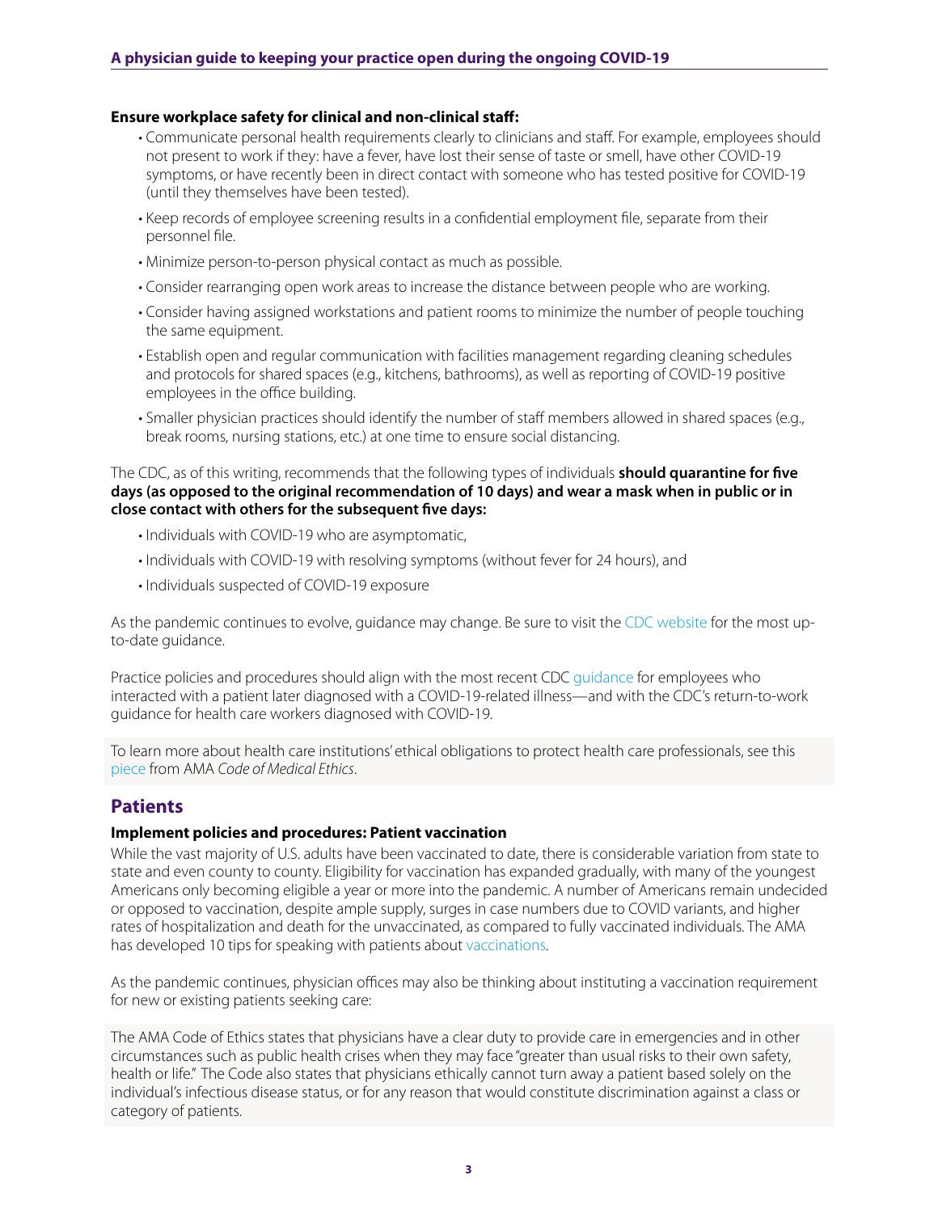**Ensure workplace safety for clinical and non-clinical staff:**

- Communicate personal health requirements clearly to clinicians and staff. For example, employees should not present to work if they: have a fever, have lost their sense of taste or smell, have other COVID-19 symptoms, or have recently been in direct contact with someone who has tested positive for COVID-19 (until they themselves have been tested).
- Keep records of employee screening results in a confidential employment file, separate from their personnel file.
- Minimize person-to-person physical contact as much as possible.
- Consider rearranging open work areas to increase the distance between people who are working.
- Consider having assigned workstations and patient rooms to minimize the number of people touching the same equipment.
- Establish open and regular communication with facilities management regarding cleaning schedules and protocols for shared spaces (e.g., kitchens, bathrooms), as well as reporting of COVID-19 positive employees in the office building.
- Smaller physician practices should identify the number of staff members allowed in shared spaces (e.g., break rooms, nursing stations, etc.) at one time to ensure social distancing.

The CDC, as of this writing, recommends that the following types of individuals **should quarantine for five days (as opposed to the original recommendation of 10 days) and wear a mask when in public or in close contact with others for the subsequent five days:**

- Individuals with COVID-19 who are asymptomatic,
- Individuals with COVID-19 with resolving symptoms (without fever for 24 hours), and
- Individuals suspected of COVID-19 exposure

As the pandemic continues to evolve, guidance may change. Be sure to visit the CDC website for the most up-to-date guidance.

Practice policies and procedures should align with the most recent CDC guidance for employees who interacted with a patient later diagnosed with a COVID-19-related illness—and with the CDC's return-to-work guidance for health care workers diagnosed with COVID-19.

To learn more about health care institutions' ethical obligations to protect health care professionals, see this piece from AMA *Code of Medical Ethics*.

## Patients

**Implement policies and procedures: Patient vaccination**

While the vast majority of U.S. adults have been vaccinated to date, there is considerable variation from state to state and even county to county. Eligibility for vaccination has expanded gradually, with many of the youngest Americans only becoming eligible a year or more into the pandemic. A number of Americans remain undecided or opposed to vaccination, despite ample supply, surges in case numbers due to COVID variants, and higher rates of hospitalization and death for the unvaccinated, as compared to fully vaccinated individuals. The AMA has developed 10 tips for speaking with patients about vaccinations.

As the pandemic continues, physician offices may also be thinking about instituting a vaccination requirement for new or existing patients seeking care:

The AMA Code of Ethics states that physicians have a clear duty to provide care in emergencies and in other circumstances such as public health crises when they may face "greater than usual risks to their own safety, health or life." The Code also states that physicians ethically cannot turn away a patient based solely on the individual's infectious disease status, or for any reason that would constitute discrimination against a class or category of patients.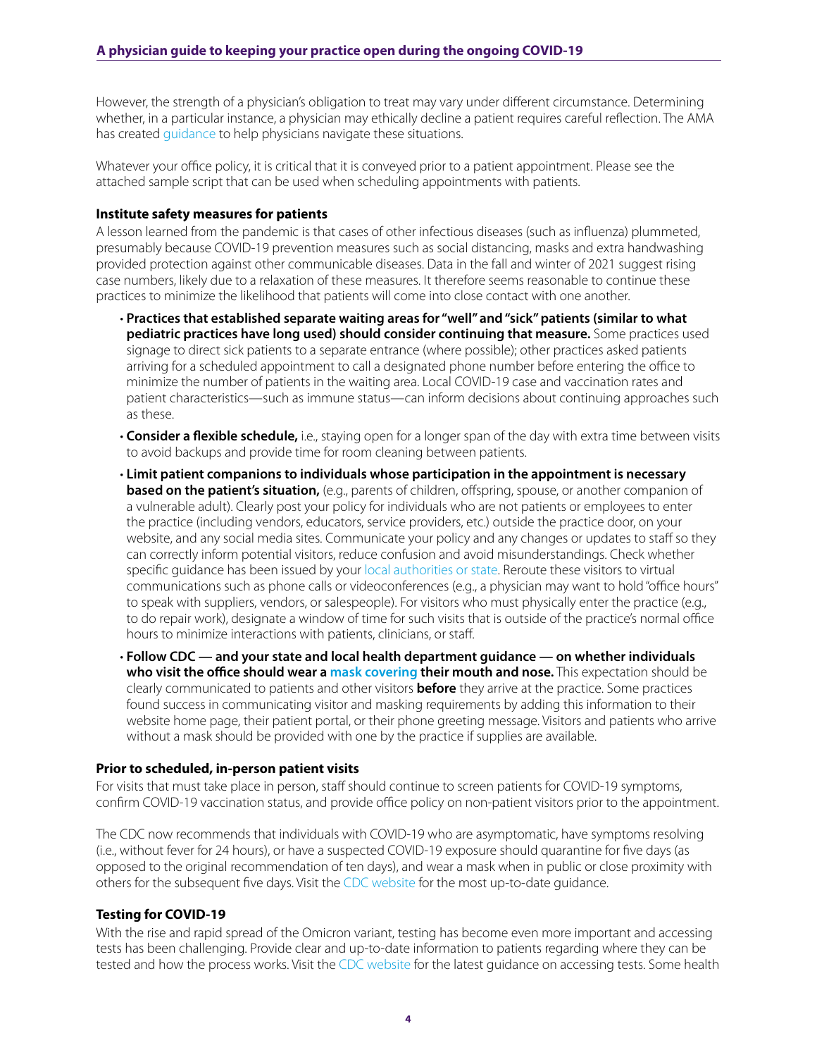However, the strength of a physician's obligation to treat may vary under different circumstance. Determining whether, in a particular instance, a physician may ethically decline a patient requires careful reflection. The AMA has created guidance to help physicians navigate these situations.

Whatever your office policy, it is critical that it is conveyed prior to a patient appointment. Please see the attached sample script that can be used when scheduling appointments with patients.

### Institute safety measures for patients

A lesson learned from the pandemic is that cases of other infectious diseases (such as influenza) plummeted, presumably because COVID-19 prevention measures such as social distancing, masks and extra handwashing provided protection against other communicable diseases. Data in the fall and winter of 2021 suggest rising case numbers, likely due to a relaxation of these measures. It therefore seems reasonable to continue these practices to minimize the likelihood that patients will come into close contact with one another.

- **Practices that established separate waiting areas for "well" and "sick" patients (similar to what pediatric practices have long used) should consider continuing that measure.** Some practices used signage to direct sick patients to a separate entrance (where possible); other practices asked patients arriving for a scheduled appointment to call a designated phone number before entering the office to minimize the number of patients in the waiting area. Local COVID-19 case and vaccination rates and patient characteristics—such as immune status—can inform decisions about continuing approaches such as these.
- **Consider a flexible schedule,** i.e., staying open for a longer span of the day with extra time between visits to avoid backups and provide time for room cleaning between patients.
- **Limit patient companions to individuals whose participation in the appointment is necessary based on the patient's situation,** (e.g., parents of children, offspring, spouse, or another companion of a vulnerable adult). Clearly post your policy for individuals who are not patients or employees to enter the practice (including vendors, educators, service providers, etc.) outside the practice door, on your website, and any social media sites. Communicate your policy and any changes or updates to staff so they can correctly inform potential visitors, reduce confusion and avoid misunderstandings. Check whether specific guidance has been issued by your local authorities or state. Reroute these visitors to virtual communications such as phone calls or videoconferences (e.g., a physician may want to hold "office hours" to speak with suppliers, vendors, or salespeople). For visitors who must physically enter the practice (e.g., to do repair work), designate a window of time for such visits that is outside of the practice's normal office hours to minimize interactions with patients, clinicians, or staff.
- **Follow CDC — and your state and local health department guidance — on whether individuals who visit the office should wear a mask covering their mouth and nose.** This expectation should be clearly communicated to patients and other visitors **before** they arrive at the practice. Some practices found success in communicating visitor and masking requirements by adding this information to their website home page, their patient portal, or their phone greeting message. Visitors and patients who arrive without a mask should be provided with one by the practice if supplies are available.

### Prior to scheduled, in-person patient visits

For visits that must take place in person, staff should continue to screen patients for COVID-19 symptoms, confirm COVID-19 vaccination status, and provide office policy on non-patient visitors prior to the appointment.

The CDC now recommends that individuals with COVID-19 who are asymptomatic, have symptoms resolving (i.e., without fever for 24 hours), or have a suspected COVID-19 exposure should quarantine for five days (as opposed to the original recommendation of ten days), and wear a mask when in public or close proximity with others for the subsequent five days. Visit the CDC website for the most up-to-date guidance.

### Testing for COVID-19

With the rise and rapid spread of the Omicron variant, testing has become even more important and accessing tests has been challenging. Provide clear and up-to-date information to patients regarding where they can be tested and how the process works. Visit the CDC website for the latest guidance on accessing tests. Some health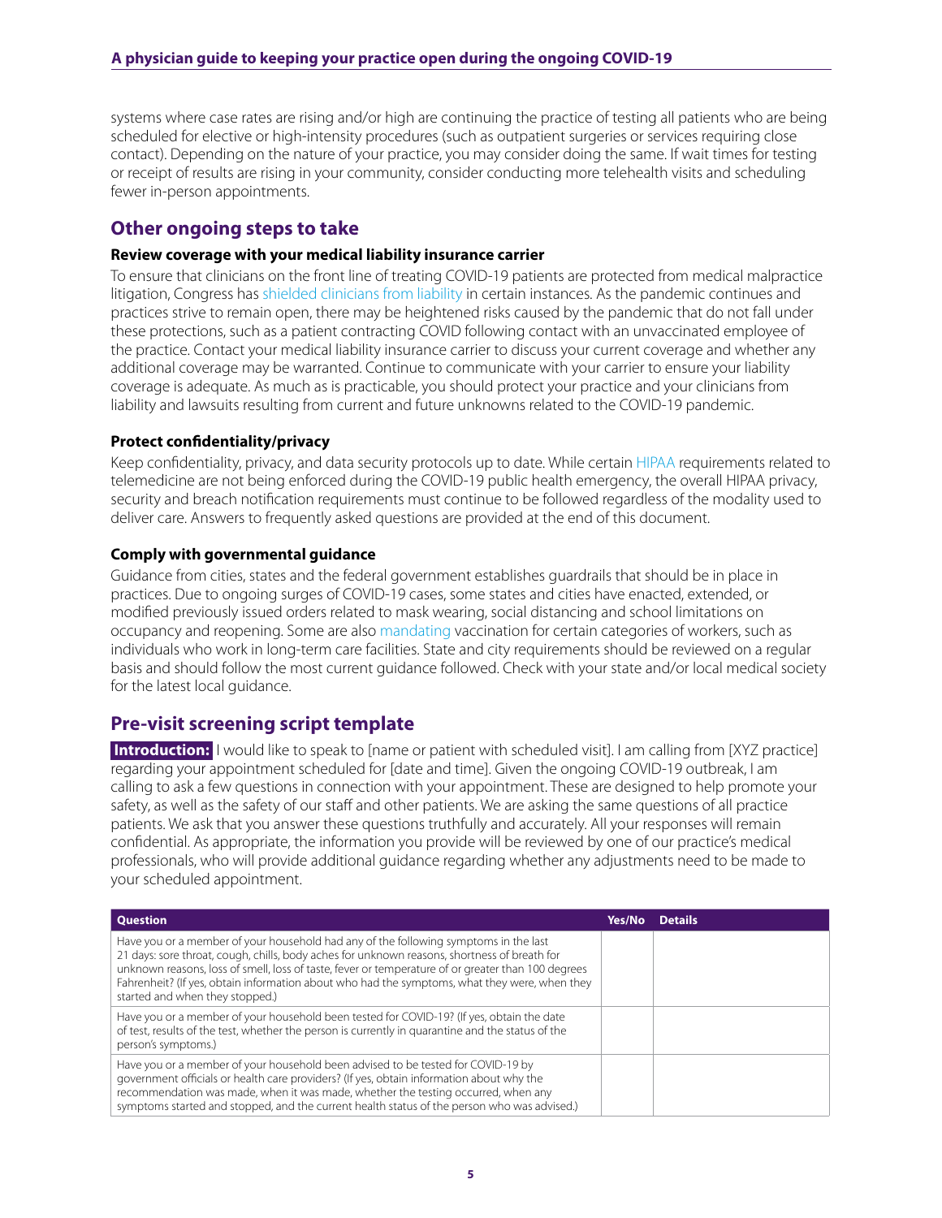systems where case rates are rising and/or high are continuing the practice of testing all patients who are being scheduled for elective or high-intensity procedures (such as outpatient surgeries or services requiring close contact). Depending on the nature of your practice, you may consider doing the same. If wait times for testing or receipt of results are rising in your community, consider conducting more telehealth visits and scheduling fewer in-person appointments.

## Other ongoing steps to take

### Review coverage with your medical liability insurance carrier

To ensure that clinicians on the front line of treating COVID-19 patients are protected from medical malpractice litigation, Congress has shielded clinicians from liability in certain instances. As the pandemic continues and practices strive to remain open, there may be heightened risks caused by the pandemic that do not fall under these protections, such as a patient contracting COVID following contact with an unvaccinated employee of the practice. Contact your medical liability insurance carrier to discuss your current coverage and whether any additional coverage may be warranted. Continue to communicate with your carrier to ensure your liability coverage is adequate. As much as is practicable, you should protect your practice and your clinicians from liability and lawsuits resulting from current and future unknowns related to the COVID-19 pandemic.

### Protect confidentiality/privacy

Keep confidentiality, privacy, and data security protocols up to date. While certain HIPAA requirements related to telemedicine are not being enforced during the COVID-19 public health emergency, the overall HIPAA privacy, security and breach notification requirements must continue to be followed regardless of the modality used to deliver care. Answers to frequently asked questions are provided at the end of this document.

### Comply with governmental guidance

Guidance from cities, states and the federal government establishes guardrails that should be in place in practices. Due to ongoing surges of COVID-19 cases, some states and cities have enacted, extended, or modified previously issued orders related to mask wearing, social distancing and school limitations on occupancy and reopening. Some are also mandating vaccination for certain categories of workers, such as individuals who work in long-term care facilities. State and city requirements should be reviewed on a regular basis and should follow the most current guidance followed. Check with your state and/or local medical society for the latest local guidance.

## Pre-visit screening script template

**Introduction:** I would like to speak to [name or patient with scheduled visit]. I am calling from [XYZ practice] regarding your appointment scheduled for [date and time]. Given the ongoing COVID-19 outbreak, I am calling to ask a few questions in connection with your appointment. These are designed to help promote your safety, as well as the safety of our staff and other patients. We are asking the same questions of all practice patients. We ask that you answer these questions truthfully and accurately. All your responses will remain confidential. As appropriate, the information you provide will be reviewed by one of our practice's medical professionals, who will provide additional guidance regarding whether any adjustments need to be made to your scheduled appointment.

| Question | Yes/No | Details |
| --- | --- | --- |
| Have you or a member of your household had any of the following symptoms in the last 21 days: sore throat, cough, chills, body aches for unknown reasons, shortness of breath for unknown reasons, loss of smell, loss of taste, fever or temperature of or greater than 100 degrees Fahrenheit? (If yes, obtain information about who had the symptoms, what they were, when they started and when they stopped.) | | |
| Have you or a member of your household been tested for COVID-19? (If yes, obtain the date of test, results of the test, whether the person is currently in quarantine and the status of the person's symptoms.) | | |
| Have you or a member of your household been advised to be tested for COVID-19 by government officials or health care providers? (If yes, obtain information about why the recommendation was made, when it was made, whether the testing occurred, when any symptoms started and stopped, and the current health status of the person who was advised.) | | |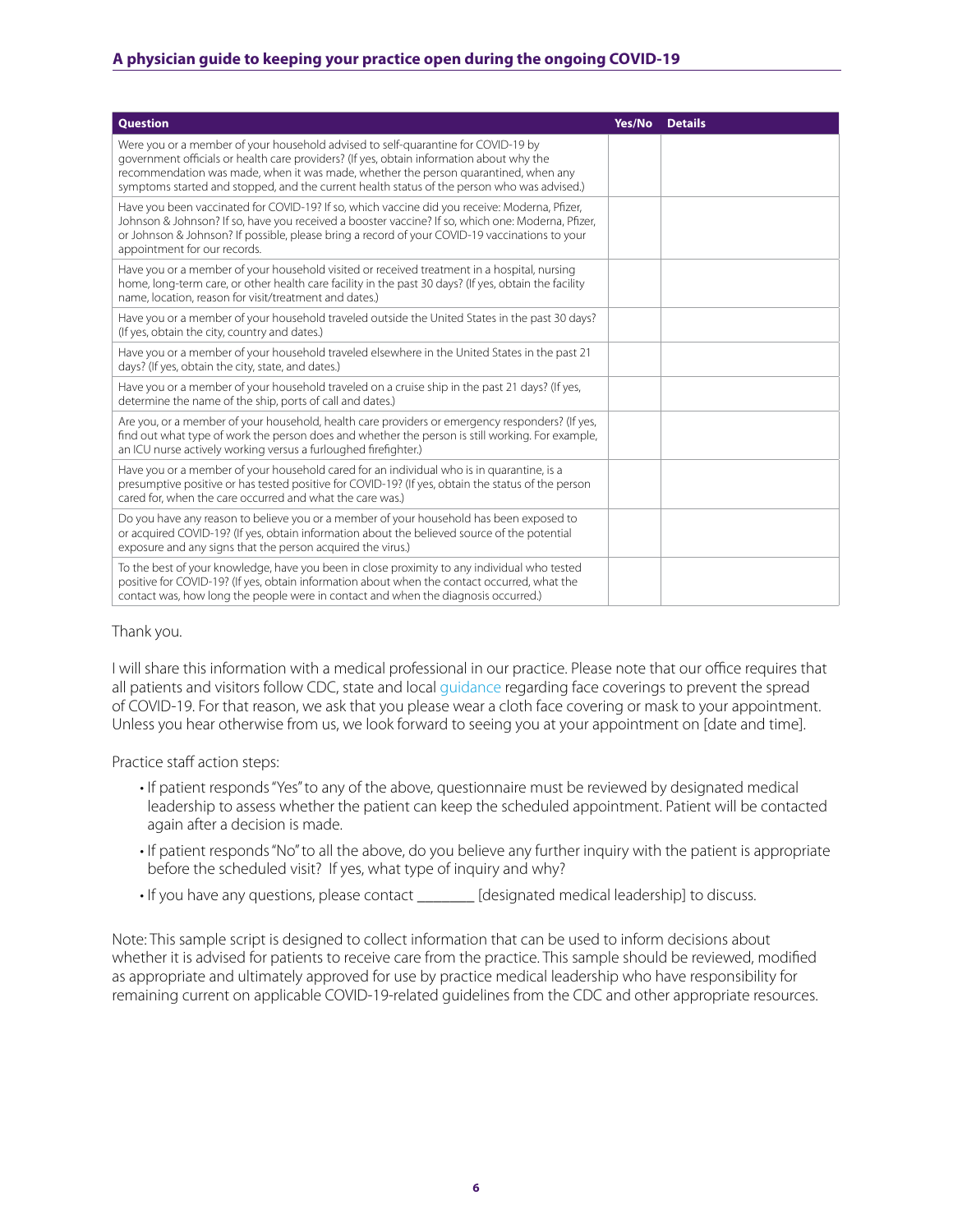| Question | Yes/No | Details |
|---|---|---|
| Were you or a member of your household advised to self-quarantine for COVID-19 by government officials or health care providers? (If yes, obtain information about why the recommendation was made, when it was made, whether the person quarantined, when any symptoms started and stopped, and the current health status of the person who was advised.) | | |
| Have you been vaccinated for COVID-19? If so, which vaccine did you receive: Moderna, Pfizer, Johnson & Johnson? If so, have you received a booster vaccine? If so, which one: Moderna, Pfizer, or Johnson & Johnson? If possible, please bring a record of your COVID-19 vaccinations to your appointment for our records. | | |
| Have you or a member of your household visited or received treatment in a hospital, nursing home, long-term care, or other health care facility in the past 30 days? (If yes, obtain the facility name, location, reason for visit/treatment and dates.) | | |
| Have you or a member of your household traveled outside the United States in the past 30 days? (If yes, obtain the city, country and dates.) | | |
| Have you or a member of your household traveled elsewhere in the United States in the past 21 days? (If yes, obtain the city, state, and dates.) | | |
| Have you or a member of your household traveled on a cruise ship in the past 21 days? (If yes, determine the name of the ship, ports of call and dates.) | | |
| Are you, or a member of your household, health care providers or emergency responders? (If yes, find out what type of work the person does and whether the person is still working. For example, an ICU nurse actively working versus a furloughed firefighter.) | | |
| Have you or a member of your household cared for an individual who is in quarantine, is a presumptive positive or has tested positive for COVID-19? (If yes, obtain the status of the person cared for, when the care occurred and what the care was.) | | |
| Do you have any reason to believe you or a member of your household has been exposed to or acquired COVID-19? (If yes, obtain information about the believed source of the potential exposure and any signs that the person acquired the virus.) | | |
| To the best of your knowledge, have you been in close proximity to any individual who tested positive for COVID-19? (If yes, obtain information about when the contact occurred, what the contact was, how long the people were in contact and when the diagnosis occurred.) | | |

Thank you.

I will share this information with a medical professional in our practice. Please note that our office requires that all patients and visitors follow CDC, state and local guidance regarding face coverings to prevent the spread of COVID-19. For that reason, we ask that you please wear a cloth face covering or mask to your appointment. Unless you hear otherwise from us, we look forward to seeing you at your appointment on [date and time].

Practice staff action steps:

- If patient responds "Yes" to any of the above, questionnaire must be reviewed by designated medical leadership to assess whether the patient can keep the scheduled appointment. Patient will be contacted again after a decision is made.
- If patient responds "No" to all the above, do you believe any further inquiry with the patient is appropriate before the scheduled visit? If yes, what type of inquiry and why?
- If you have any questions, please contact _______ [designated medical leadership] to discuss.

Note: This sample script is designed to collect information that can be used to inform decisions about whether it is advised for patients to receive care from the practice. This sample should be reviewed, modified as appropriate and ultimately approved for use by practice medical leadership who have responsibility for remaining current on applicable COVID-19-related guidelines from the CDC and other appropriate resources.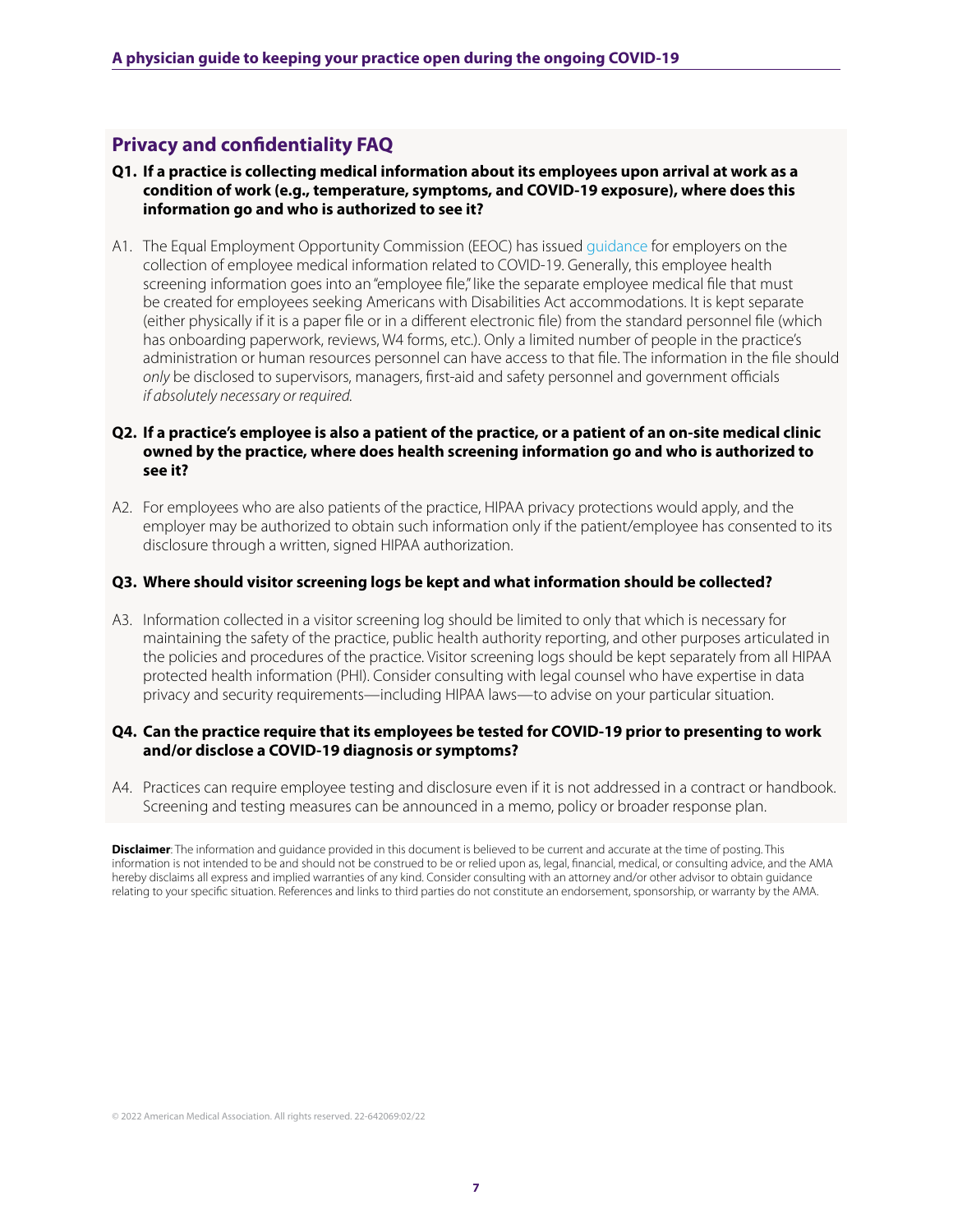## Privacy and confidentiality FAQ

**Q1. If a practice is collecting medical information about its employees upon arrival at work as a condition of work (e.g., temperature, symptoms, and COVID-19 exposure), where does this information go and who is authorized to see it?**

A1. The Equal Employment Opportunity Commission (EEOC) has issued guidance for employers on the collection of employee medical information related to COVID-19. Generally, this employee health screening information goes into an "employee file," like the separate employee medical file that must be created for employees seeking Americans with Disabilities Act accommodations. It is kept separate (either physically if it is a paper file or in a different electronic file) from the standard personnel file (which has onboarding paperwork, reviews, W4 forms, etc.). Only a limited number of people in the practice's administration or human resources personnel can have access to that file. The information in the file should *only* be disclosed to supervisors, managers, first-aid and safety personnel and government officials *if absolutely necessary or required.*

**Q2. If a practice's employee is also a patient of the practice, or a patient of an on-site medical clinic owned by the practice, where does health screening information go and who is authorized to see it?**

A2. For employees who are also patients of the practice, HIPAA privacy protections would apply, and the employer may be authorized to obtain such information only if the patient/employee has consented to its disclosure through a written, signed HIPAA authorization.

**Q3. Where should visitor screening logs be kept and what information should be collected?**

A3. Information collected in a visitor screening log should be limited to only that which is necessary for maintaining the safety of the practice, public health authority reporting, and other purposes articulated in the policies and procedures of the practice. Visitor screening logs should be kept separately from all HIPAA protected health information (PHI). Consider consulting with legal counsel who have expertise in data privacy and security requirements—including HIPAA laws—to advise on your particular situation.

**Q4. Can the practice require that its employees be tested for COVID-19 prior to presenting to work and/or disclose a COVID-19 diagnosis or symptoms?**

A4. Practices can require employee testing and disclosure even if it is not addressed in a contract or handbook. Screening and testing measures can be announced in a memo, policy or broader response plan.

**Disclaimer**: The information and guidance provided in this document is believed to be current and accurate at the time of posting. This information is not intended to be and should not be construed to be or relied upon as, legal, financial, medical, or consulting advice, and the AMA hereby disclaims all express and implied warranties of any kind. Consider consulting with an attorney and/or other advisor to obtain guidance relating to your specific situation. References and links to third parties do not constitute an endorsement, sponsorship, or warranty by the AMA.

© 2022 American Medical Association. All rights reserved. 22-642069:02/22